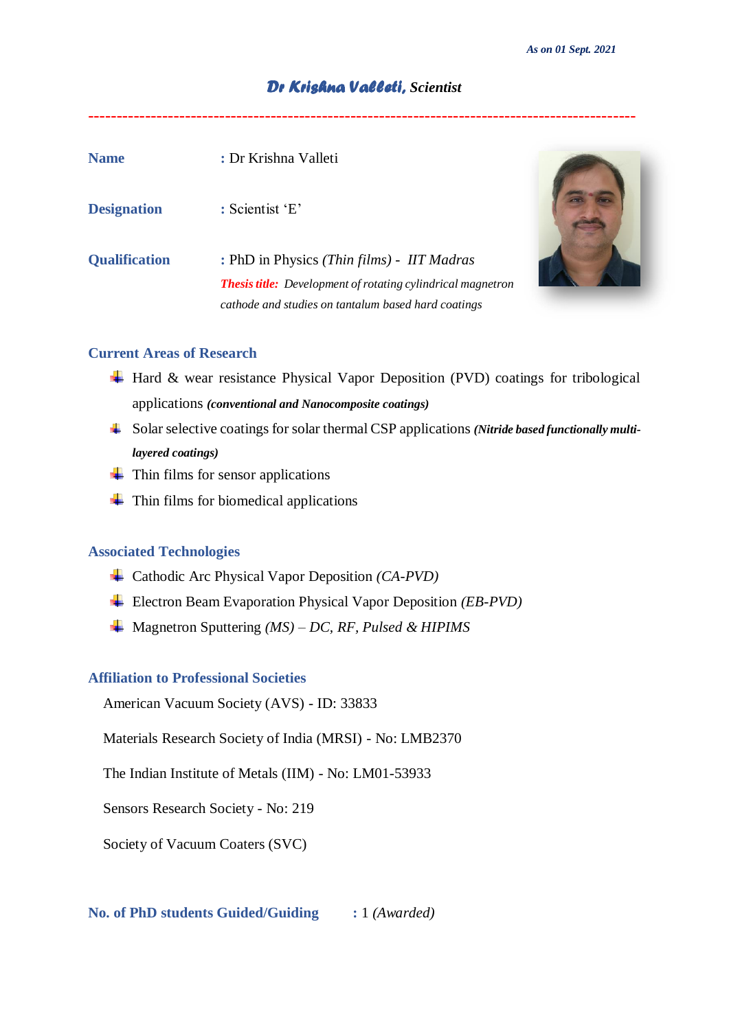*As on 01 Sept. 2021*

# *Dr Krishna Valleti, Scientist*

---

**Name** : Dr Krishna Valleti

**Designation** : Scientist 'E'

**Qualification** : PhD in Physics *(Thin films)* - *IIT Madras*

***Thesis title:*** *Development of rotating cylindrical magnetron cathode and studies on tantalum based hard coatings*

## Current Areas of Research

- Hard & wear resistance Physical Vapor Deposition (PVD) coatings for tribological applications ***(conventional and Nanocomposite coatings)***
- Solar selective coatings for solar thermal CSP applications ***(Nitride based functionally multi-layered coatings)***
- Thin films for sensor applications
- Thin films for biomedical applications

## Associated Technologies

- Cathodic Arc Physical Vapor Deposition *(CA-PVD)*
- Electron Beam Evaporation Physical Vapor Deposition *(EB-PVD)*
- Magnetron Sputtering *(MS) – DC, RF, Pulsed & HIPIMS*

## Affiliation to Professional Societies

American Vacuum Society (AVS) - ID: 33833

Materials Research Society of India (MRSI) - No: LMB2370

The Indian Institute of Metals (IIM) - No: LM01-53933

Sensors Research Society - No: 219

Society of Vacuum Coaters (SVC)

**No. of PhD students Guided/Guiding** : 1 *(Awarded)*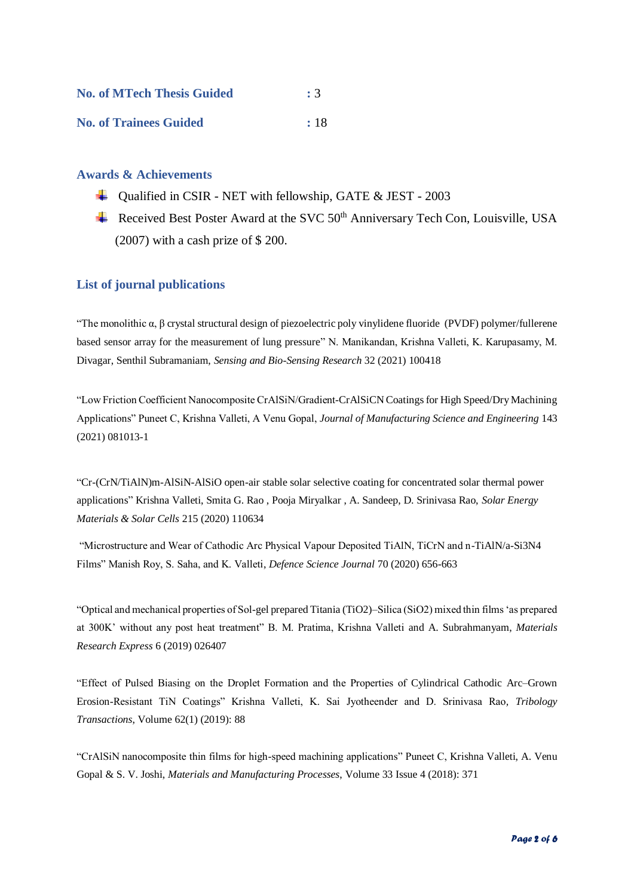**No. of MTech Thesis Guided** : 3

**No. of Trainees Guided** : 18

## Awards & Achievements

- Qualified in CSIR - NET with fellowship, GATE & JEST - 2003
- Received Best Poster Award at the SVC 50th Anniversary Tech Con, Louisville, USA (2007) with a cash prize of $ 200.

## List of journal publications

"The monolithic α, β crystal structural design of piezoelectric poly vinylidene fluoride (PVDF) polymer/fullerene based sensor array for the measurement of lung pressure" N. Manikandan, Krishna Valleti, K. Karupasamy, M. Divagar, Senthil Subramaniam, *Sensing and Bio-Sensing Research* 32 (2021) 100418

"Low Friction Coefficient Nanocomposite CrAlSiN/Gradient-CrAlSiCN Coatings for High Speed/Dry Machining Applications" Puneet C, Krishna Valleti, A Venu Gopal, *Journal of Manufacturing Science and Engineering* 143 (2021) 081013-1

"Cr-(CrN/TiAlN)m-AlSiN-AlSiO open-air stable solar selective coating for concentrated solar thermal power applications" Krishna Valleti, Smita G. Rao , Pooja Miryalkar , A. Sandeep, D. Srinivasa Rao, *Solar Energy Materials & Solar Cells* 215 (2020) 110634

"Microstructure and Wear of Cathodic Arc Physical Vapour Deposited TiAlN, TiCrN and n-TiAlN/a-$Si_3N_4$ Films" Manish Roy, S. Saha, and K. Valleti, *Defence Science Journal* 70 (2020) 656-663

"Optical and mechanical properties of Sol-gel prepared Titania ($TiO_2$)–Silica ($SiO_2$) mixed thin films 'as prepared at 300K' without any post heat treatment" B. M. Pratima, Krishna Valleti and A. Subrahmanyam, *Materials Research Express* 6 (2019) 026407

"Effect of Pulsed Biasing on the Droplet Formation and the Properties of Cylindrical Cathodic Arc–Grown Erosion-Resistant TiN Coatings" Krishna Valleti, K. Sai Jyotheender and D. Srinivasa Rao, *Tribology Transactions*, Volume 62(1) (2019): 88

"CrAlSiN nanocomposite thin films for high-speed machining applications" Puneet C, Krishna Valleti, A. Venu Gopal & S. V. Joshi, *Materials and Manufacturing Processes*, Volume 33 Issue 4 (2018): 371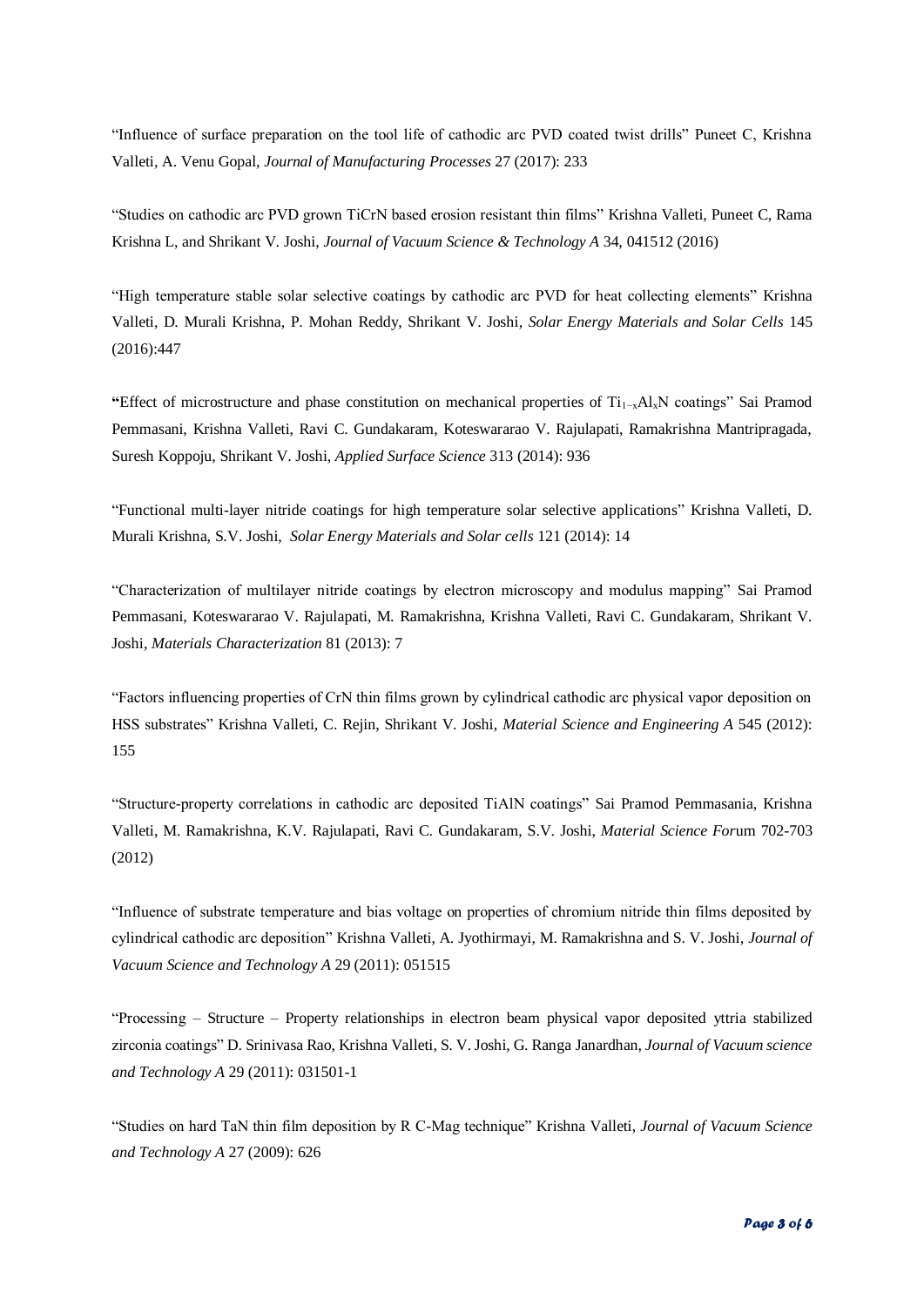"Influence of surface preparation on the tool life of cathodic arc PVD coated twist drills" Puneet C, Krishna Valleti, A. Venu Gopal, *Journal of Manufacturing Processes* 27 (2017): 233

"Studies on cathodic arc PVD grown TiCrN based erosion resistant thin films" Krishna Valleti, Puneet C, Rama Krishna L, and Shrikant V. Joshi, *Journal of Vacuum Science & Technology A* 34, 041512 (2016)

"High temperature stable solar selective coatings by cathodic arc PVD for heat collecting elements" Krishna Valleti, D. Murali Krishna, P. Mohan Reddy, Shrikant V. Joshi, *Solar Energy Materials and Solar Cells* 145 (2016):447

**"**Effect of microstructure and phase constitution on mechanical properties of $Ti_{1-x}Al_xN$ coatings" Sai Pramod Pemmasani, Krishna Valleti, Ravi C. Gundakaram, Koteswararao V. Rajulapati, Ramakrishna Mantripragada, Suresh Koppoju, Shrikant V. Joshi, *Applied Surface Science* 313 (2014): 936

"Functional multi-layer nitride coatings for high temperature solar selective applications" Krishna Valleti, D. Murali Krishna, S.V. Joshi, *Solar Energy Materials and Solar cells* 121 (2014): 14

"Characterization of multilayer nitride coatings by electron microscopy and modulus mapping" Sai Pramod Pemmasani, Koteswararao V. Rajulapati, M. Ramakrishna, Krishna Valleti, Ravi C. Gundakaram, Shrikant V. Joshi, *Materials Characterization* 81 (2013): 7

"Factors influencing properties of CrN thin films grown by cylindrical cathodic arc physical vapor deposition on HSS substrates" Krishna Valleti, C. Rejin, Shrikant V. Joshi, *Material Science and Engineering A* 545 (2012): 155

"Structure-property correlations in cathodic arc deposited TiAlN coatings" Sai Pramod Pemmasania, Krishna Valleti, M. Ramakrishna, K.V. Rajulapati, Ravi C. Gundakaram, S.V. Joshi, *Material Science For*um 702-703 (2012)

"Influence of substrate temperature and bias voltage on properties of chromium nitride thin films deposited by cylindrical cathodic arc deposition" Krishna Valleti, A. Jyothirmayi, M. Ramakrishna and S. V. Joshi, *Journal of Vacuum Science and Technology A* 29 (2011): 051515

"Processing – Structure – Property relationships in electron beam physical vapor deposited yttria stabilized zirconia coatings" D. Srinivasa Rao, Krishna Valleti, S. V. Joshi, G. Ranga Janardhan, *Journal of Vacuum science and Technology A* 29 (2011): 031501-1

"Studies on hard TaN thin film deposition by R C-Mag technique" Krishna Valleti, *Journal of Vacuum Science and Technology A* 27 (2009): 626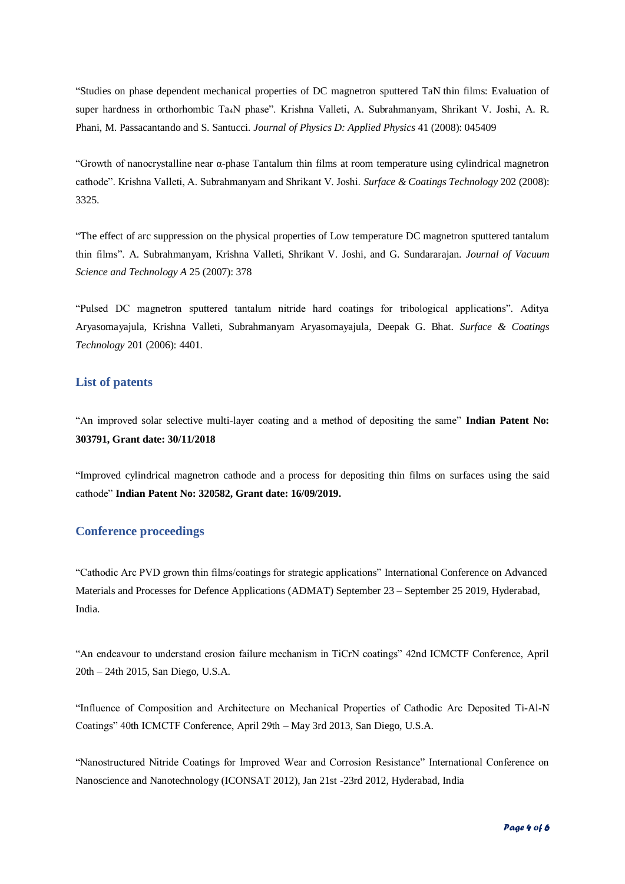"Studies on phase dependent mechanical properties of DC magnetron sputtered TaN thin films: Evaluation of super hardness in orthorhombic $Ta_4N$ phase". Krishna Valleti, A. Subrahmanyam, Shrikant V. Joshi, A. R. Phani, M. Passacantando and S. Santucci. *Journal of Physics D: Applied Physics* 41 (2008): 045409

"Growth of nanocrystalline near α-phase Tantalum thin films at room temperature using cylindrical magnetron cathode". Krishna Valleti, A. Subrahmanyam and Shrikant V. Joshi. *Surface & Coatings Technology* 202 (2008): 3325.

"The effect of arc suppression on the physical properties of Low temperature DC magnetron sputtered tantalum thin films". A. Subrahmanyam, Krishna Valleti, Shrikant V. Joshi, and G. Sundararajan. *Journal of Vacuum Science and Technology A* 25 (2007): 378

"Pulsed DC magnetron sputtered tantalum nitride hard coatings for tribological applications". Aditya Aryasomayajula, Krishna Valleti, Subrahmanyam Aryasomayajula, Deepak G. Bhat. *Surface & Coatings Technology* 201 (2006): 4401.

## List of patents

"An improved solar selective multi-layer coating and a method of depositing the same" **Indian Patent No: 303791, Grant date: 30/11/2018**

"Improved cylindrical magnetron cathode and a process for depositing thin films on surfaces using the said cathode" **Indian Patent No: 320582, Grant date: 16/09/2019.**

## Conference proceedings

"Cathodic Arc PVD grown thin films/coatings for strategic applications" International Conference on Advanced Materials and Processes for Defence Applications (ADMAT) September 23 – September 25 2019, Hyderabad, India.

"An endeavour to understand erosion failure mechanism in TiCrN coatings" 42nd ICMCTF Conference, April 20th – 24th 2015, San Diego, U.S.A.

"Influence of Composition and Architecture on Mechanical Properties of Cathodic Arc Deposited Ti-Al-N Coatings" 40th ICMCTF Conference, April 29th – May 3rd 2013, San Diego, U.S.A.

"Nanostructured Nitride Coatings for Improved Wear and Corrosion Resistance" International Conference on Nanoscience and Nanotechnology (ICONSAT 2012), Jan 21st -23rd 2012, Hyderabad, India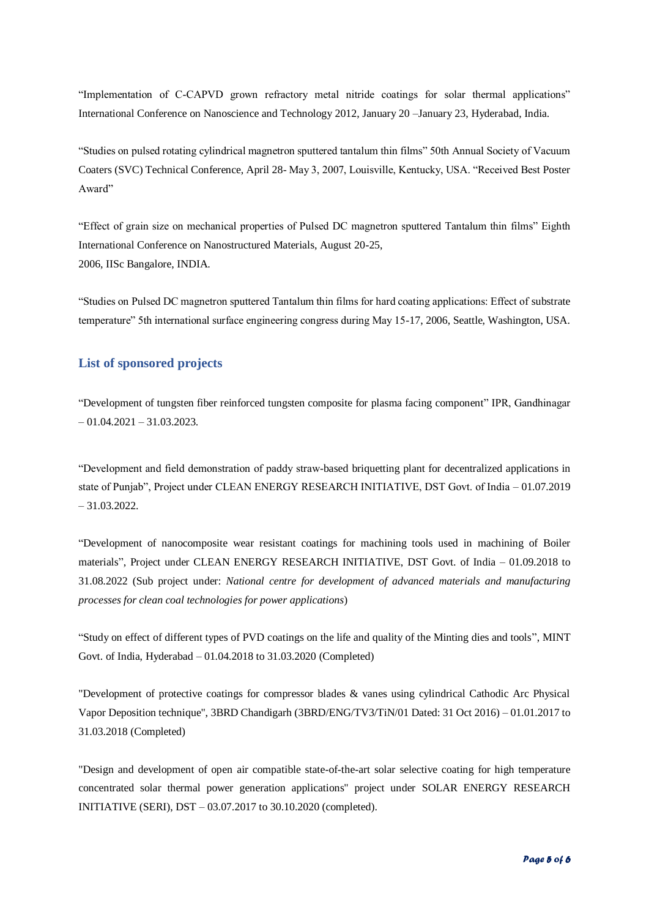“Implementation of C-CAPVD grown refractory metal nitride coatings for solar thermal applications” International Conference on Nanoscience and Technology 2012, January 20 –January 23, Hyderabad, India.

“Studies on pulsed rotating cylindrical magnetron sputtered tantalum thin films” 50th Annual Society of Vacuum Coaters (SVC) Technical Conference, April 28- May 3, 2007, Louisville, Kentucky, USA. “Received Best Poster Award”

“Effect of grain size on mechanical properties of Pulsed DC magnetron sputtered Tantalum thin films” Eighth International Conference on Nanostructured Materials, August 20-25,
2006, IISc Bangalore, INDIA.

“Studies on Pulsed DC magnetron sputtered Tantalum thin films for hard coating applications: Effect of substrate temperature” 5th international surface engineering congress during May 15-17, 2006, Seattle, Washington, USA.

## List of sponsored projects

“Development of tungsten fiber reinforced tungsten composite for plasma facing component” IPR, Gandhinagar – 01.04.2021 – 31.03.2023.

“Development and field demonstration of paddy straw-based briquetting plant for decentralized applications in state of Punjab”, Project under CLEAN ENERGY RESEARCH INITIATIVE, DST Govt. of India – 01.07.2019 – 31.03.2022.

“Development of nanocomposite wear resistant coatings for machining tools used in machining of Boiler materials”, Project under CLEAN ENERGY RESEARCH INITIATIVE, DST Govt. of India – 01.09.2018 to 31.08.2022 (Sub project under: *National centre for development of advanced materials and manufacturing processes for clean coal technologies for power applications*)

“Study on effect of different types of PVD coatings on the life and quality of the Minting dies and tools”, MINT Govt. of India, Hyderabad – 01.04.2018 to 31.03.2020 (Completed)

"Development of protective coatings for compressor blades & vanes using cylindrical Cathodic Arc Physical Vapor Deposition technique", 3BRD Chandigarh (3BRD/ENG/TV3/TiN/01 Dated: 31 Oct 2016) – 01.01.2017 to 31.03.2018 (Completed)

"Design and development of open air compatible state-of-the-art solar selective coating for high temperature concentrated solar thermal power generation applications" project under SOLAR ENERGY RESEARCH INITIATIVE (SERI), DST – 03.07.2017 to 30.10.2020 (completed).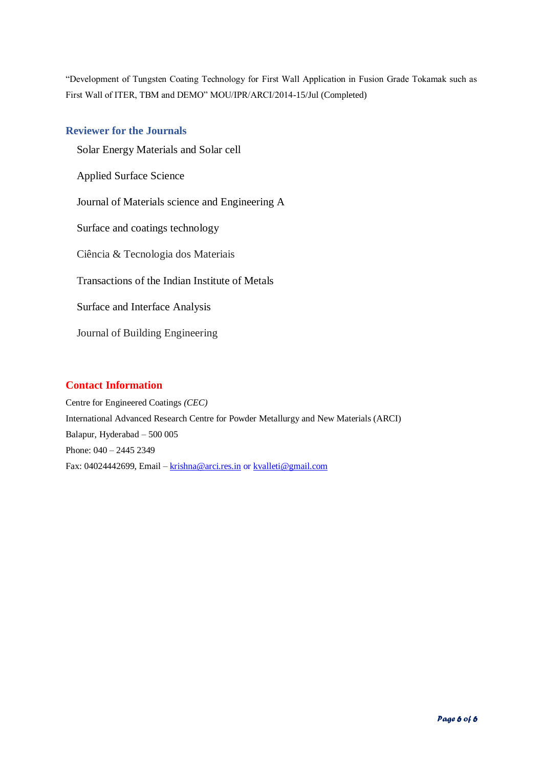"Development of Tungsten Coating Technology for First Wall Application in Fusion Grade Tokamak such as First Wall of ITER, TBM and DEMO" MOU/IPR/ARCI/2014-15/Jul (Completed)

## Reviewer for the Journals

Solar Energy Materials and Solar cell

Applied Surface Science

Journal of Materials science and Engineering A

Surface and coatings technology

Ciência & Tecnologia dos Materiais

Transactions of the Indian Institute of Metals

Surface and Interface Analysis

Journal of Building Engineering

## Contact Information

Centre for Engineered Coatings *(CEC)*
International Advanced Research Centre for Powder Metallurgy and New Materials (ARCI)
Balapur, Hyderabad – 500 005
Phone: 040 – 2445 2349
Fax: 04024442699, Email – krishna@arci.res.in or kvalleti@gmail.com